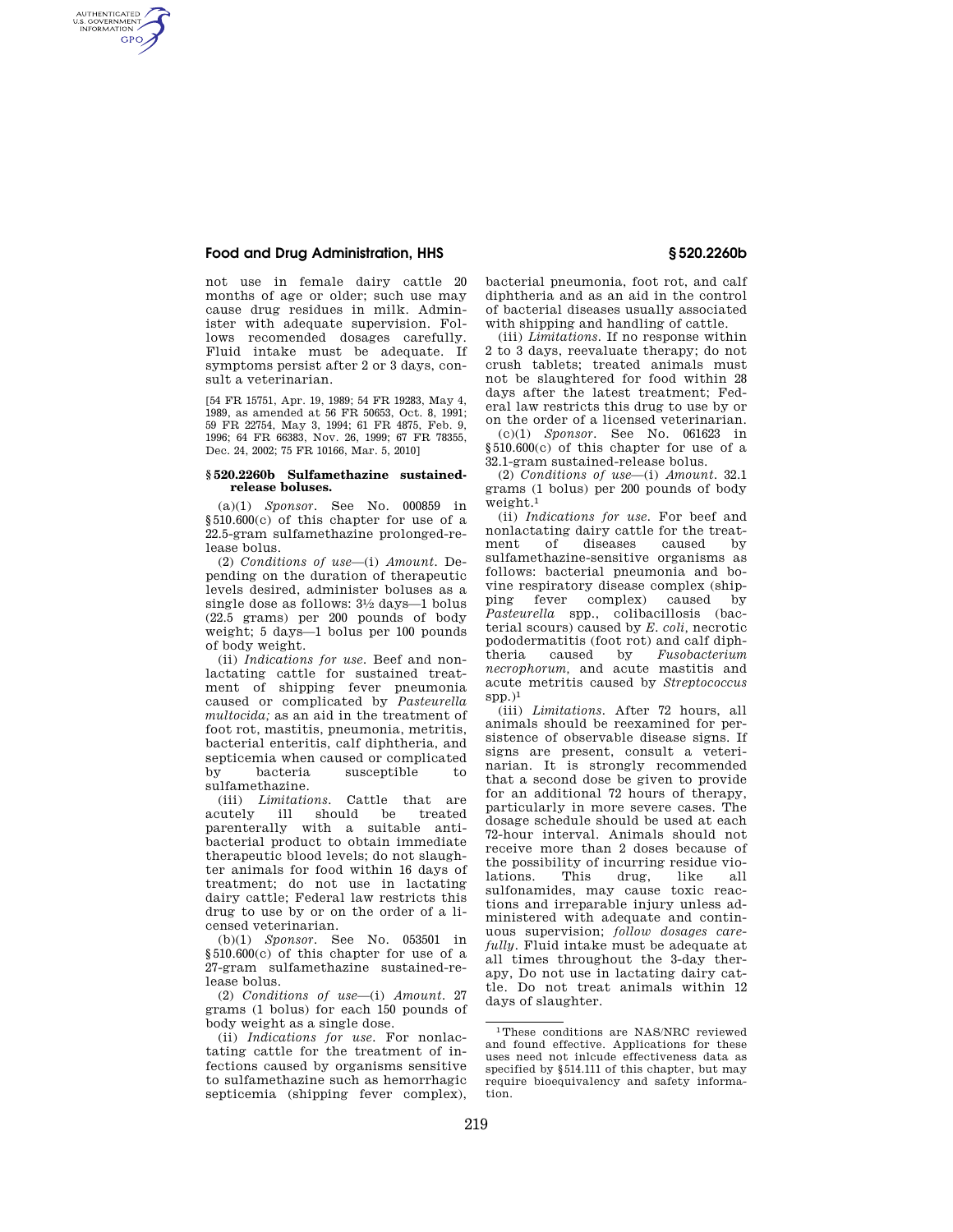not use in female dairy cattle 20 months of age or older; such use may cause drug residues in milk. Administer with adequate supervision. Follows recomended dosages carefully. Fluid intake must be adequate. If symptoms persist after 2 or 3 days, consult a veterinarian.

[54 FR 15751, Apr. 19, 1989; 54 FR 19283, May 4, 1989, as amended at 56 FR 50653, Oct. 8, 1991; 59 FR 22754, May 3, 1994; 61 FR 4875, Feb. 9, 1996; 64 FR 66383, Nov. 26, 1999; 67 FR 78355, Dec. 24, 2002; 75 FR 10166, Mar. 5, 2010]

### § 520.2260b Sulfamethazine sustained-release boluses.

(a)(1) *Sponsor.* See No. 000859 in §510.600(c) of this chapter for use of a 22.5-gram sulfamethazine prolonged-release bolus.

(2) *Conditions of use*—(i) *Amount.* Depending on the duration of therapeutic levels desired, administer boluses as a single dose as follows: 3½ days—1 bolus (22.5 grams) per 200 pounds of body weight; 5 days—1 bolus per 100 pounds of body weight.

(ii) *Indications for use.* Beef and nonlactating cattle for sustained treatment of shipping fever pneumonia caused or complicated by *Pasteurella multocida;* as an aid in the treatment of foot rot, mastitis, pneumonia, metritis, bacterial enteritis, calf diphtheria, and septicemia when caused or complicated by bacteria susceptible to sulfamethazine.

(iii) *Limitations.* Cattle that are acutely ill should be treated parenterally with a suitable antibacterial product to obtain immediate therapeutic blood levels; do not slaughter animals for food within 16 days of treatment; do not use in lactating dairy cattle; Federal law restricts this drug to use by or on the order of a licensed veterinarian.

(b)(1) *Sponsor.* See No. 053501 in §510.600(c) of this chapter for use of a 27-gram sulfamethazine sustained-release bolus.

(2) *Conditions of use*—(i) *Amount.* 27 grams (1 bolus) for each 150 pounds of body weight as a single dose.

(ii) *Indications for use.* For nonlactating cattle for the treatment of infections caused by organisms sensitive to sulfamethazine such as hemorrhagic septicemia (shipping fever complex), bacterial pneumonia, foot rot, and calf diphtheria and as an aid in the control of bacterial diseases usually associated with shipping and handling of cattle.

(iii) *Limitations.* If no response within 2 to 3 days, reevaluate therapy; do not crush tablets; treated animals must not be slaughtered for food within 28 days after the latest treatment; Federal law restricts this drug to use by or on the order of a licensed veterinarian.

(c)(1) *Sponsor.* See No. 061623 in §510.600(c) of this chapter for use of a 32.1-gram sustained-release bolus.

(2) *Conditions of use*—(i) *Amount.* 32.1 grams (1 bolus) per 200 pounds of body weight.[1]

(ii) *Indications for use.* For beef and nonlactating dairy cattle for the treatment of diseases caused by sulfamethazine-sensitive organisms as follows: bacterial pneumonia and bovine respiratory disease complex (shipping fever complex) caused by *Pasteurella* spp., colibacillosis (bacterial scours) caused by *E. coli,* necrotic pododermatitis (foot rot) and calf diphtheria caused by *Fusobacterium necrophorum,* and acute mastitis and acute metritis caused by *Streptococcus* spp.)[1]

(iii) *Limitations.* After 72 hours, all animals should be reexamined for persistence of observable disease signs. If signs are present, consult a veterinarian. It is strongly recommended that a second dose be given to provide for an additional 72 hours of therapy, particularly in more severe cases. The dosage schedule should be used at each 72-hour interval. Animals should not receive more than 2 doses because of the possibility of incurring residue violations. This drug, like all sulfonamides, may cause toxic reactions and irreparable injury unless administered with adequate and continuous supervision; *follow dosages carefully.* Fluid intake must be adequate at all times throughout the 3-day therapy, Do not use in lactating dairy cattle. Do not treat animals within 12 days of slaughter.

---

[1] These conditions are NAS/NRC reviewed and found effective. Applications for these uses need not inlcude effectiveness data as specified by §514.111 of this chapter, but may require bioequivalency and safety information.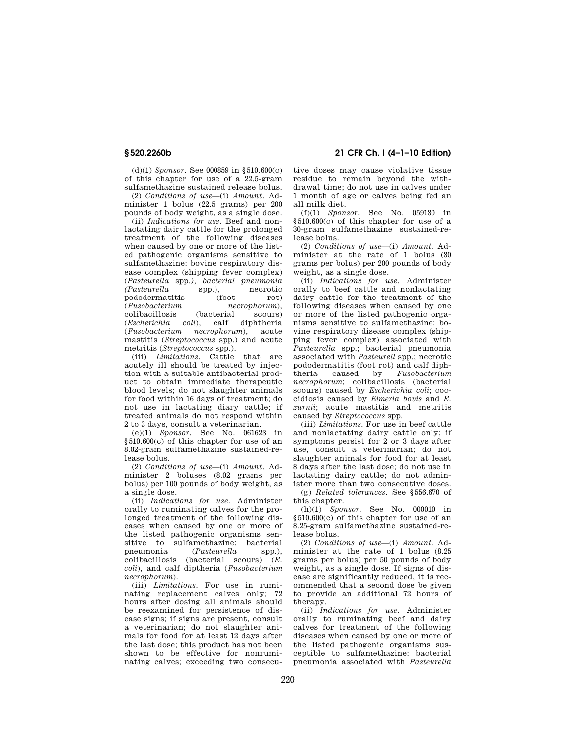(d)(1) *Sponsor*. See 000859 in §510.600(c) of this chapter for use of a 22.5-gram sulfamethazine sustained release bolus.

(2) *Conditions of use*—(i) *Amount*. Administer 1 bolus (22.5 grams) per 200 pounds of body weight, as a single dose.

(ii) *Indications for use*. Beef and nonlactating dairy cattle for the prolonged treatment of the following diseases when caused by one or more of the listed pathogenic organisms sensitive to sulfamethazine: bovine respiratory disease complex (shipping fever complex) (*Pasteurella* spp.*), bacterial pneumonia (Pasteurella* spp.), necrotic pododermatitis (foot rot) (*Fusobacterium necrophorum*), colibacillosis (bacterial scours) (*Escherichia coli*), calf diphtheria (*Fusobacterium necrophorum*), acute mastitis (*Streptococcus* spp.) and acute metritis (*Streptococcus* spp.).

(iii) *Limitations*. Cattle that are acutely ill should be treated by injection with a suitable antibacterial product to obtain immediate therapeutic blood levels; do not slaughter animals for food within 16 days of treatment; do not use in lactating diary cattle; if treated animals do not respond within 2 to 3 days, consult a veterinarian.

(e)(1) *Sponsor*. See No. 061623 in §510.600(c) of this chapter for use of an 8.02-gram sulfamethazine sustained-release bolus.

(2) *Conditions of use*—(i) *Amount*. Administer 2 boluses (8.02 grams per bolus) per 100 pounds of body weight, as a single dose.

(ii) *Indications for use*. Administer orally to ruminating calves for the prolonged treatment of the following diseases when caused by one or more of the listed pathogenic organisms sensitive to sulfamethazine: bacterial pneumonia (*Pasteurella* spp.), colibacillosis (bacterial scours) (*E. coli*), and calf diptheria (*Fusobacterium necrophorum*).

(iii) *Limitations*. For use in ruminating replacement calves only; 72 hours after dosing all animals should be reexamined for persistence of disease signs; if signs are present, consult a veterinarian; do not slaughter animals for food for at least 12 days after the last dose; this product has not been shown to be effective for nonruminating calves; exceeding two consecutive doses may cause violative tissue residue to remain beyond the withdrawal time; do not use in calves under 1 month of age or calves being fed an all milk diet.

(f)(1) *Sponsor*. See No. 059130 in §510.600(c) of this chapter for use of a 30-gram sulfamethazine sustained-release bolus.

(2) *Conditions of use*—(i) *Amount*. Administer at the rate of 1 bolus (30 grams per bolus) per 200 pounds of body weight, as a single dose.

(ii) *Indications for use*. Administer orally to beef cattle and nonlactating dairy cattle for the treatment of the following diseases when caused by one or more of the listed pathogenic organisms sensitive to sulfamethazine: bovine respiratory disease complex (shipping fever complex) associated with *Pasteurella* spp.; bacterial pneumonia associated with *Pasteurell* spp.; necrotic pododermatitis (foot rot) and calf diphtheria caused by *Fusobacterium necrophorum*; colibacillosis (bacterial scours) caused by *Escherichia coli*; coccidiosis caused by *Eimeria bovis* and *E. zurnii*; acute mastitis and metritis caused by *Streptococcus* spp.

(iii) *Limitations*. For use in beef cattle and nonlactating dairy cattle only; if symptoms persist for 2 or 3 days after use, consult a veterinarian; do not slaughter animals for food for at least 8 days after the last dose; do not use in lactating dairy cattle; do not administer more than two consecutive doses.

(g) *Related tolerances*. See §556.670 of this chapter.

(h)(1) *Sponsor*. See No. 000010 in §510.600(c) of this chapter for use of an 8.25-gram sulfamethazine sustained-release bolus.

(2) *Conditions of use*—(i) *Amount*. Administer at the rate of 1 bolus (8.25 grams per bolus) per 50 pounds of body weight, as a single dose. If signs of disease are significantly reduced, it is recommended that a second dose be given to provide an additional 72 hours of therapy.

(ii) *Indications for use*. Administer orally to ruminating beef and dairy calves for treatment of the following diseases when caused by one or more of the listed pathogenic organisms susceptible to sulfamethazine: bacterial pneumonia associated with *Pasteurella*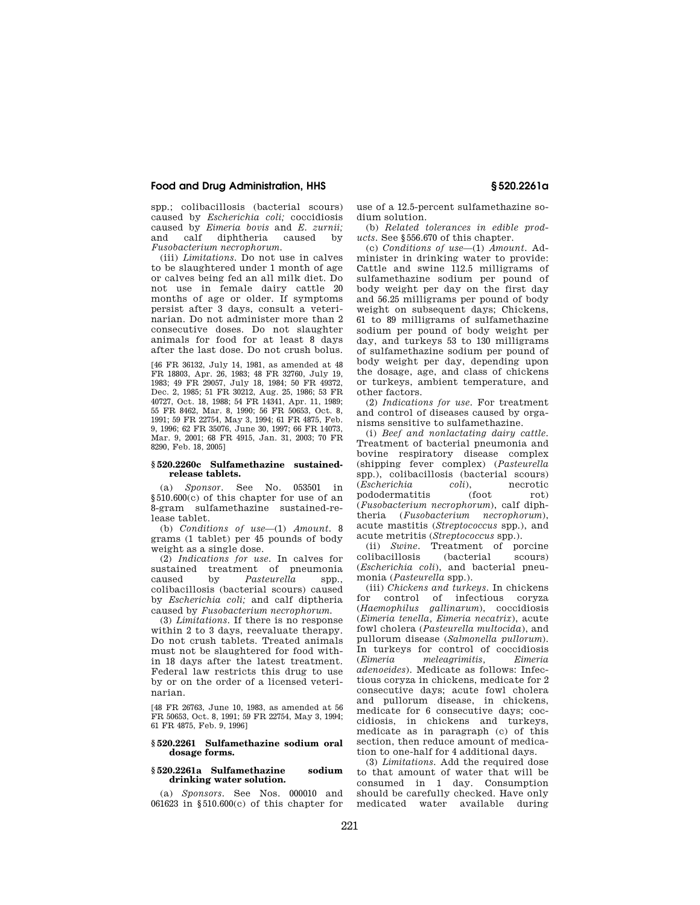spp.; colibacillosis (bacterial scours) caused by *Escherichia coli;* coccidiosis caused by *Eimeria bovis* and *E. zurnii;* and calf diphtheria caused by *Fusobacterium necrophorum.*

(iii) *Limitations.* Do not use in calves to be slaughtered under 1 month of age or calves being fed an all milk diet. Do not use in female dairy cattle 20 months of age or older. If symptoms persist after 3 days, consult a veterinarian. Do not administer more than 2 consecutive doses. Do not slaughter animals for food for at least 8 days after the last dose. Do not crush bolus.

[46 FR 36132, July 14, 1981, as amended at 48 FR 18803, Apr. 26, 1983; 48 FR 32760, July 19, 1983; 49 FR 29057, July 18, 1984; 50 FR 49372, Dec. 2, 1985; 51 FR 30212, Aug. 25, 1986; 53 FR 40727, Oct. 18, 1988; 54 FR 14341, Apr. 11, 1989; 55 FR 8462, Mar. 8, 1990; 56 FR 50653, Oct. 8, 1991; 59 FR 22754, May 3, 1994; 61 FR 4875, Feb. 9, 1996; 62 FR 35076, June 30, 1997; 66 FR 14073, Mar. 9, 2001; 68 FR 4915, Jan. 31, 2003; 70 FR 8290, Feb. 18, 2005]

### § 520.2260c Sulfamethazine sustained-release tablets.

(a) *Sponsor.* See No. 053501 in §510.600(c) of this chapter for use of an 8-gram sulfamethazine sustained-release tablet.

(b) *Conditions of use*—(1) *Amount.* 8 grams (1 tablet) per 45 pounds of body weight as a single dose.

(2) *Indications for use.* In calves for sustained treatment of pneumonia caused by *Pasteurella* spp., colibacillosis (bacterial scours) caused by *Escherichia coli;* and calf diptheria caused by *Fusobacterium necrophorum.*

(3) *Limitations.* If there is no response within 2 to 3 days, reevaluate therapy. Do not crush tablets. Treated animals must not be slaughtered for food within 18 days after the latest treatment. Federal law restricts this drug to use by or on the order of a licensed veterinarian.

[48 FR 26763, June 10, 1983, as amended at 56 FR 50653, Oct. 8, 1991; 59 FR 22754, May 3, 1994; 61 FR 4875, Feb. 9, 1996]

### § 520.2261 Sulfamethazine sodium oral dosage forms.

### § 520.2261a Sulfamethazine sodium drinking water solution.

(a) *Sponsors.* See Nos. 000010 and 061623 in §510.600(c) of this chapter for use of a 12.5-percent sulfamethazine sodium solution.

(b) *Related tolerances in edible products.* See §556.670 of this chapter.

(c) *Conditions of use*—(1) *Amount.* Administer in drinking water to provide: Cattle and swine 112.5 milligrams of sulfamethazine sodium per pound of body weight per day on the first day and 56.25 milligrams per pound of body weight on subsequent days; Chickens, 61 to 89 milligrams of sulfamethazine sodium per pound of body weight per day, and turkeys 53 to 130 milligrams of sulfamethazine sodium per pound of body weight per day, depending upon the dosage, age, and class of chickens or turkeys, ambient temperature, and other factors.

(2) *Indications for use.* For treatment and control of diseases caused by organisms sensitive to sulfamethazine.

(i) *Beef and nonlactating dairy cattle.* Treatment of bacterial pneumonia and bovine respiratory disease complex (shipping fever complex) (*Pasteurella* spp.), colibacillosis (bacterial scours) (*Escherichia coli*), necrotic pododermatitis (foot rot) (*Fusobacterium necrophorum*), calf diphtheria (*Fusobacterium necrophorum*), acute mastitis (*Streptococcus* spp.), and acute metritis (*Streptococcus* spp.).

(ii) *Swine.* Treatment of porcine colibacillosis (bacterial scours) (*Escherichia coli*), and bacterial pneumonia (*Pasteurella* spp.).

(iii) *Chickens and turkeys.* In chickens for control of infectious coryza (*Haemophilus gallinarum*), coccidiosis (*Eimeria tenella*, *Eimeria necatrix*), acute fowl cholera (*Pasteurella multocida*), and pullorum disease (*Salmonella pullorum*). In turkeys for control of coccidiosis (*Eimeria meleagrimitis*, *Eimeria adenoeides*). Medicate as follows: Infectious coryza in chickens, medicate for 2 consecutive days; acute fowl cholera and pullorum disease, in chickens, medicate for 6 consecutive days; coccidiosis, in chickens and turkeys, medicate as in paragraph (c) of this section, then reduce amount of medication to one-half for 4 additional days.

(3) *Limitations.* Add the required dose to that amount of water that will be consumed in 1 day. Consumption should be carefully checked. Have only medicated water available during